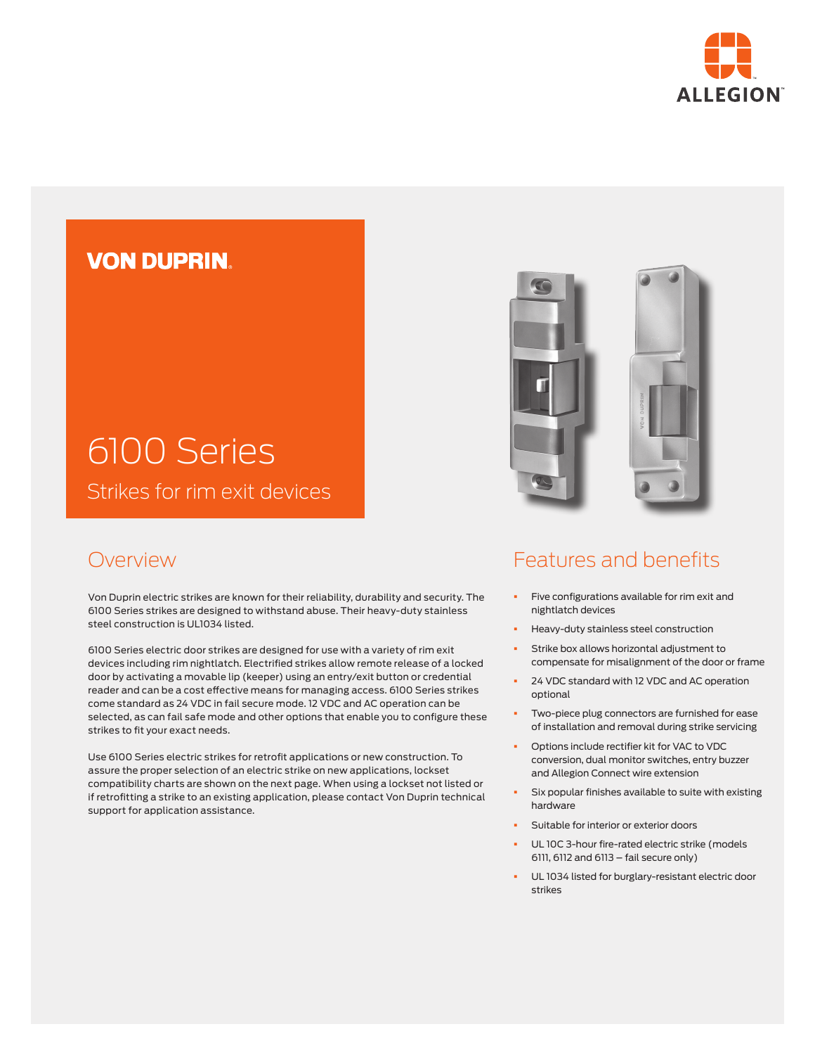ALLEGION™

VON DUPRIN

# 6100 Series

Strikes for rim exit devices

## Overview

Von Duprin electric strikes are known for their reliability, durability and security. The 6100 Series strikes are designed to withstand abuse. Their heavy-duty stainless steel construction is UL1034 listed.

6100 Series electric door strikes are designed for use with a variety of rim exit devices including rim nightlatch. Electrified strikes allow remote release of a locked door by activating a movable lip (keeper) using an entry/exit button or credential reader and can be a cost effective means for managing access. 6100 Series strikes come standard as 24 VDC in fail secure mode. 12 VDC and AC operation can be selected, as can fail safe mode and other options that enable you to configure these strikes to fit your exact needs.

Use 6100 Series electric strikes for retrofit applications or new construction. To assure the proper selection of an electric strike on new applications, lockset compatibility charts are shown on the next page. When using a lockset not listed or if retrofitting a strike to an existing application, please contact Von Duprin technical support for application assistance.

## Features and benefits

- Five configurations available for rim exit and nightlatch devices
- Heavy-duty stainless steel construction
- Strike box allows horizontal adjustment to compensate for misalignment of the door or frame
- 24 VDC standard with 12 VDC and AC operation optional
- Two-piece plug connectors are furnished for ease of installation and removal during strike servicing
- Options include rectifier kit for VAC to VDC conversion, dual monitor switches, entry buzzer and Allegion Connect wire extension
- Six popular finishes available to suite with existing hardware
- Suitable for interior or exterior doors
- UL 10C 3-hour fire-rated electric strike (models 6111, 6112 and 6113 – fail secure only)
- UL 1034 listed for burglary-resistant electric door strikes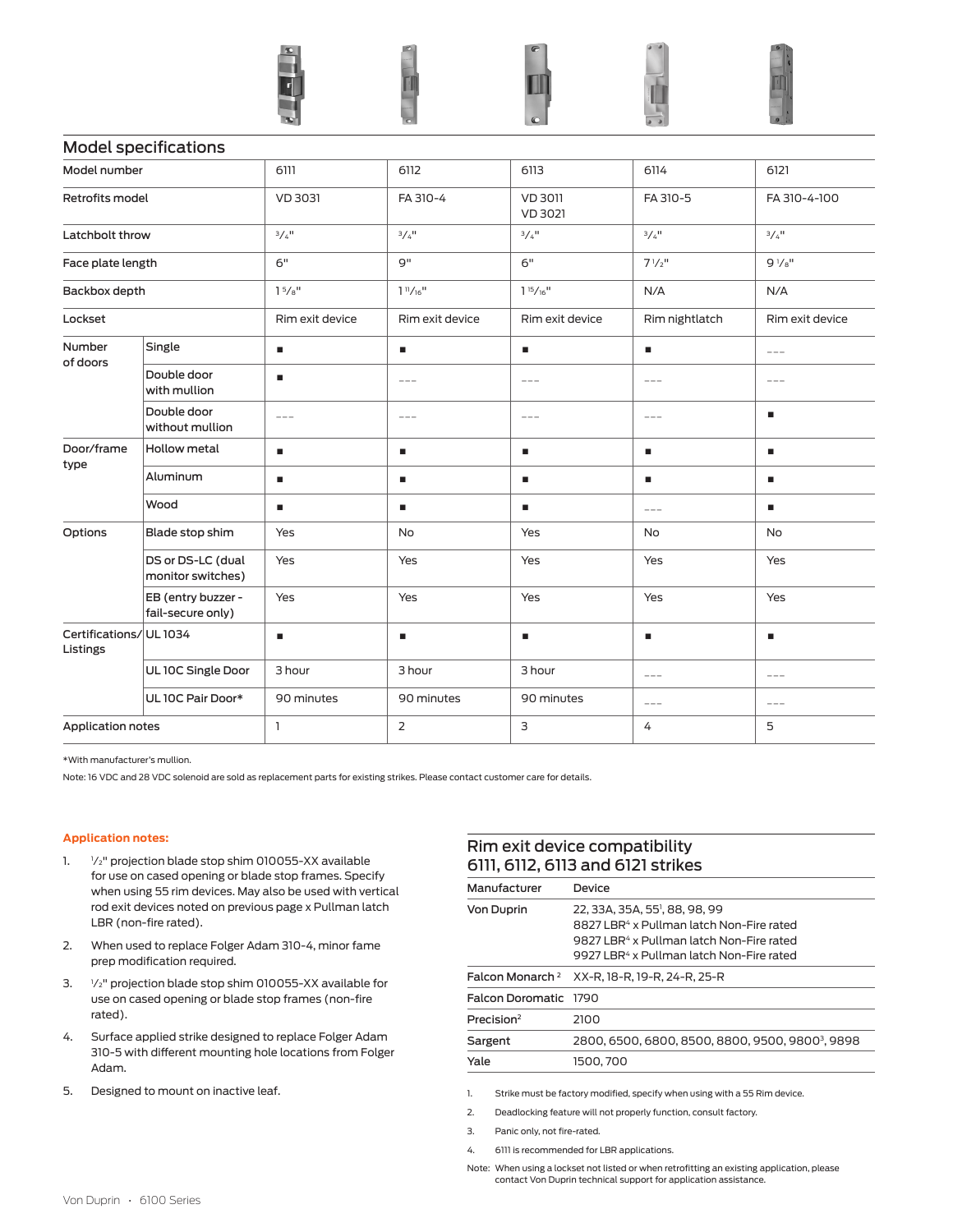## Model specifications

| Model number | | 6111 | 6112 | 6113 | 6114 | 6121 |
|---|---|---|---|---|---|---|
| Retrofits model | | VD 3031 | FA 310-4 | VD 3011<br>VD 3021 | FA 310-5 | FA 310-4-100 |
| Latchbolt throw | | 3/4" | 3/4" | 3/4" | 3/4" | 3/4" |
| Face plate length | | 6" | 9" | 6" | 7 1/2" | 9 1/8" |
| Backbox depth | | 1 5/8" | 1 11/16" | 1 15/16" | N/A | N/A |
| Lockset | | Rim exit device | Rim exit device | Rim exit device | Rim nightlatch | Rim exit device |
| Number of doors | Single | ■ | ■ | ■ | ■ | --- |
| | Double door with mullion | ■ | --- | --- | --- | --- |
| | Double door without mullion | --- | --- | --- | --- | ■ |
| Door/frame type | Hollow metal | ■ | ■ | ■ | ■ | ■ |
| | Aluminum | ■ | ■ | ■ | ■ | ■ |
| | Wood | ■ | ■ | ■ | --- | ■ |
| Options | Blade stop shim | Yes | No | Yes | No | No |
| | DS or DS-LC (dual monitor switches) | Yes | Yes | Yes | Yes | Yes |
| | EB (entry buzzer - fail-secure only) | Yes | Yes | Yes | Yes | Yes |
| Certifications/ Listings | UL 1034 | ■ | ■ | ■ | ■ | ■ |
| | UL 10C Single Door | 3 hour | 3 hour | 3 hour | --- | --- |
| | UL 10C Pair Door* | 90 minutes | 90 minutes | 90 minutes | --- | --- |
| Application notes | | 1 | 2 | 3 | 4 | 5 |

*With manufacturer's mullion.

Note: 16 VDC and 28 VDC solenoid are sold as replacement parts for existing strikes. Please contact customer care for details.

**Application notes:**

1. 1/2" projection blade stop shim 010055-XX available for use on cased opening or blade stop frames. Specify when using 55 rim devices. May also be used with vertical rod exit devices noted on previous page x Pullman latch LBR (non-fire rated).
2. When used to replace Folger Adam 310-4, minor fame prep modification required.
3. 1/2" projection blade stop shim 010055-XX available for use on cased opening or blade stop frames (non-fire rated).
4. Surface applied strike designed to replace Folger Adam 310-5 with different mounting hole locations from Folger Adam.
5. Designed to mount on inactive leaf.

## Rim exit device compatibility 6111, 6112, 6113 and 6121 strikes

| Manufacturer | Device |
|---|---|
| Von Duprin | 22, 33A, 35A, 55[1], 88, 98, 99<br>8827 LBR[4] x Pullman latch Non-Fire rated<br>9827 LBR[4] x Pullman latch Non-Fire rated<br>9927 LBR[4] x Pullman latch Non-Fire rated |
| Falcon Monarch [2] | XX-R, 18-R, 19-R, 24-R, 25-R |
| Falcon Doromatic | 1790 |
| Precision[2] | 2100 |
| Sargent | 2800, 6500, 6800, 8500, 8800, 9500, 9800[3], 9898 |
| Yale | 1500, 700 |

1. Strike must be factory modified, specify when using with a 55 Rim device.
2. Deadlocking feature will not properly function, consult factory.
3. Panic only, not fire-rated.
4. 6111 is recommended for LBR applications.

Note: When using a lockset not listed or when retrofitting an existing application, please contact Von Duprin technical support for application assistance.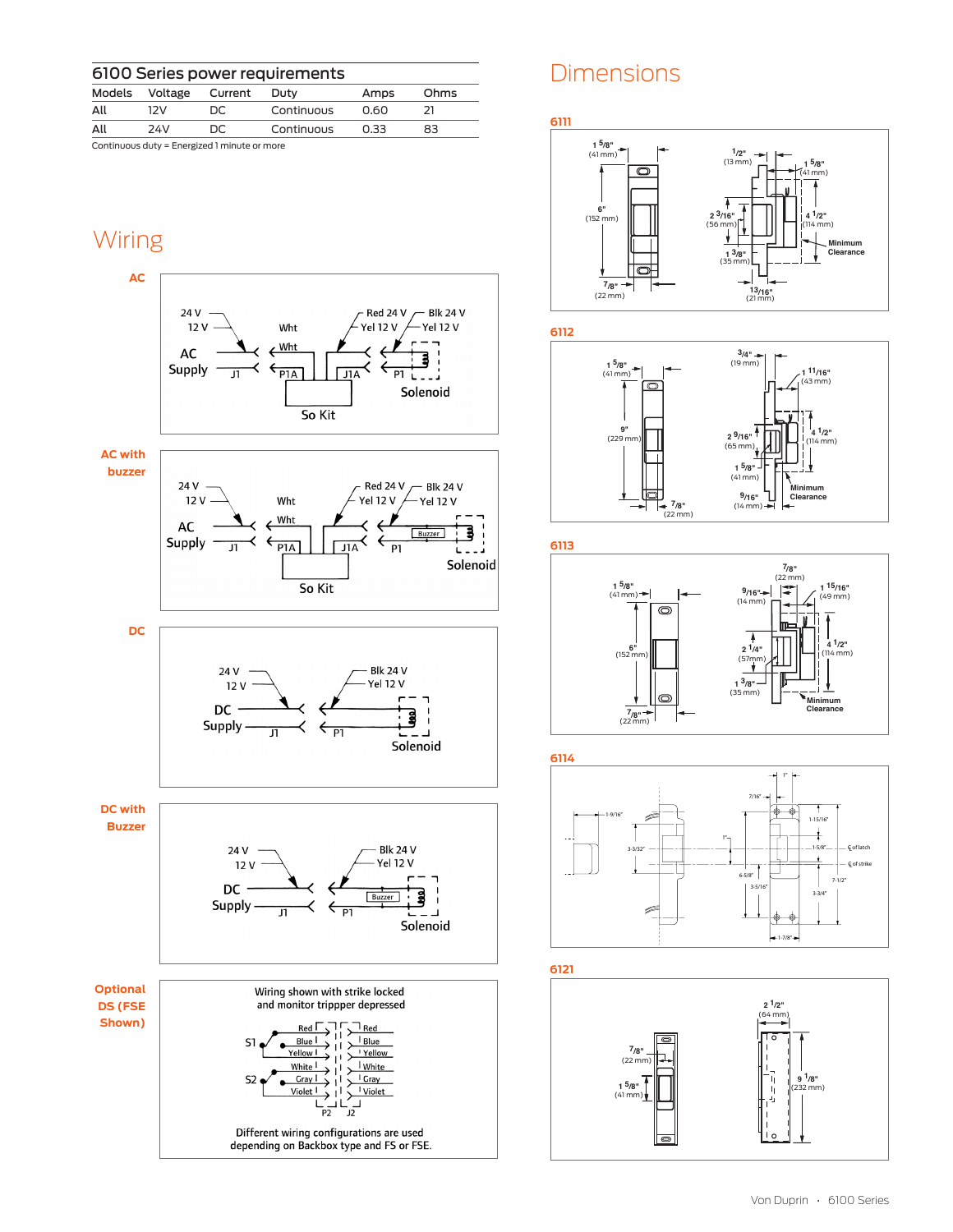## 6100 Series power requirements

| Models | Voltage | Current | Duty | Amps | Ohms |
|---|---|---|---|---|---|
| All | 12V | DC | Continuous | 0.60 | 21 |
| All | 24V | DC | Continuous | 0.33 | 83 |

Continuous duty = Energized 1 minute or more

# Wiring

**AC**

24 V, 12 V, AC Supply, J1, Wht, Wht, P1A, J1A, So Kit, Red 24 V, Yel 12 V, Blk 24 V, Yel 12 V, P1, Solenoid

**AC with buzzer**

24 V, 12 V, AC Supply, J1, Wht, Wht, P1A, J1A, So Kit, Red 24 V, Yel 12 V, Blk 24 V, Yel 12 V, P1, Buzzer, Solenoid

**DC**

24 V, 12 V, DC Supply, J1, Blk 24 V, Yel 12 V, P1, Solenoid

**DC with Buzzer**

24 V, 12 V, DC Supply, J1, Blk 24 V, Yel 12 V, P1, Buzzer, Solenoid

**Optional DS (FSE Shown)**

Wiring shown with strike locked and monitor trippper depressed

S1: Red, Blue, Yellow — S2: White, Gray, Violet — P2 / J2: Red, Blue, Yellow, White, Gray, Violet

Different wiring configurations are used depending on Backbox type and FS or FSE.

# Dimensions

**6111**

1 5/8" (41 mm); 6" (152 mm); 7/8" (22 mm); 1/2" (13 mm); 1 5/8" (41 mm); 2 3/16" (56 mm); 4 1/2" (114 mm); 1 3/8" (35 mm); 13/16" (21 mm); Minimum Clearance

**6112**

1 5/8" (41 mm); 9" (229 mm); 7/8" (22 mm); 3/4" (19 mm); 1 11/16" (43 mm); 2 9/16" (65 mm); 4 1/2" (114 mm); 1 5/8" (41 mm); 9/16" (14 mm); Minimum Clearance

**6113**

1 5/8" (41 mm); 6" (152 mm); 7/8" (22 mm); 7/8" (22 mm); 9/16" (14 mm); 1 15/16" (49 mm); 2 1/4" (57mm); 4 1/2" (114 mm); 1 3/8" (35 mm); Minimum Clearance

**6114**

1-9/16"; 3-3/32"; 1"; 7/16"; 1"; 1-15/16"; 1-5/8"; ℄ of latch; ℄ of strike; 6-5/8"; 3-5/16"; 7-1/2"; 3-3/4"; 1-7/8"

**6121**

7/8" (22 mm); 1 5/8" (41 mm); 2 1/2" (64 mm); 9 1/8" (232 mm)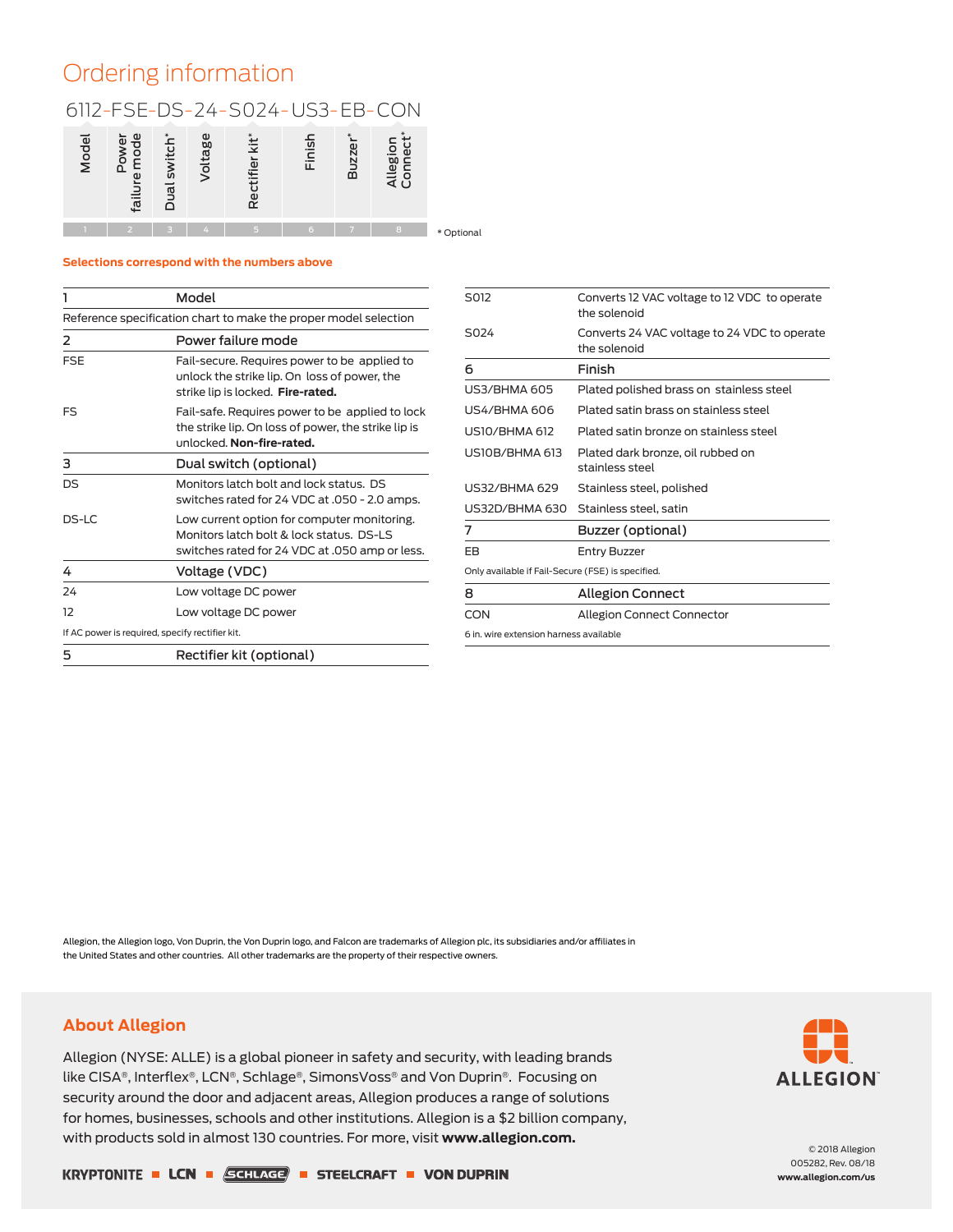## Ordering information

6112-FSE-DS-24-S024-US3-EB-CON

| Model | Power failure mode | Dual switch* | Voltage | Rectifier kit* | Finish | Buzzer* | Allegion Connect* |
|---|---|---|---|---|---|---|---|
| 1 | 2 | 3 | 4 | 5 | 6 | 7 | 8 |

\* Optional

**Selections correspond with the numbers above**

| | |
|---|---|
| **1** | **Model** |
| Reference specification chart to make the proper model selection | |
| **2** | **Power failure mode** |
| FSE | Fail-secure. Requires power to be applied to unlock the strike lip. On loss of power, the strike lip is locked. **Fire-rated.** |
| FS | Fail-safe. Requires power to be applied to lock the strike lip. On loss of power, the strike lip is unlocked. **Non-fire-rated.** |
| **3** | **Dual switch (optional)** |
| DS | Monitors latch bolt and lock status. DS switches rated for 24 VDC at .050 - 2.0 amps. |
| DS-LC | Low current option for computer monitoring. Monitors latch bolt & lock status. DS-LS switches rated for 24 VDC at .050 amp or less. |
| **4** | **Voltage (VDC)** |
| 24 | Low voltage DC power |
| 12 | Low voltage DC power |
| If AC power is required, specify rectifier kit. | |
| **5** | **Rectifier kit (optional)** |
| S012 | Converts 12 VAC voltage to 12 VDC to operate the solenoid |
| S024 | Converts 24 VAC voltage to 24 VDC to operate the solenoid |
| **6** | **Finish** |
| US3/BHMA 605 | Plated polished brass on stainless steel |
| US4/BHMA 606 | Plated satin brass on stainless steel |
| US10/BHMA 612 | Plated satin bronze on stainless steel |
| US10B/BHMA 613 | Plated dark bronze, oil rubbed on stainless steel |
| US32/BHMA 629 | Stainless steel, polished |
| US32D/BHMA 630 | Stainless steel, satin |
| **7** | **Buzzer (optional)** |
| EB | Entry Buzzer |
| Only available if Fail-Secure (FSE) is specified. | |
| **8** | **Allegion Connect** |
| CON | Allegion Connect Connector |
| 6 in. wire extension harness available | |

Allegion, the Allegion logo, Von Duprin, the Von Duprin logo, and Falcon are trademarks of Allegion plc, its subsidiaries and/or affiliates in the United States and other countries. All other trademarks are the property of their respective owners.

## About Allegion

Allegion (NYSE: ALLE) is a global pioneer in safety and security, with leading brands like CISA®, Interflex®, LCN®, Schlage®, SimonsVoss® and Von Duprin®. Focusing on security around the door and adjacent areas, Allegion produces a range of solutions for homes, businesses, schools and other institutions. Allegion is a $2 billion company, with products sold in almost 130 countries. For more, visit **www.allegion.com.**

KRYPTONITE ■ LCN ■ SCHLAGE ■ STEELCRAFT ■ VON DUPRIN

ALLEGION™

© 2018 Allegion
005282, Rev. 08/18
**www.allegion.com/us**